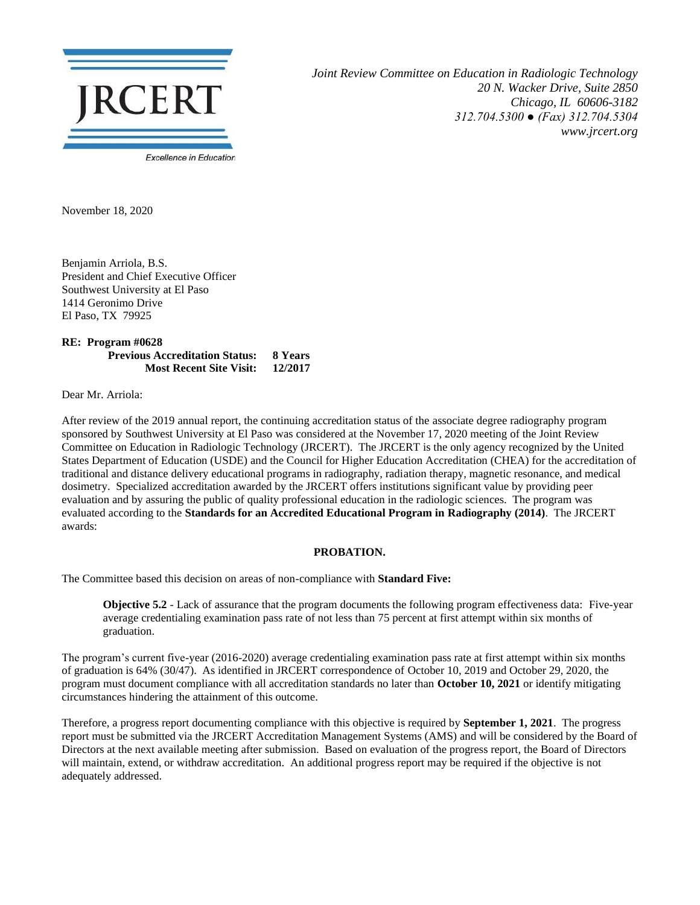**JRCERT**

Excellence in Education

*Joint Review Committee on Education in Radiologic Technology*
*20 N. Wacker Drive, Suite 2850*
*Chicago, IL 60606-3182*
*312.704.5300 ● (Fax) 312.704.5304*
*www.jrcert.org*

November 18, 2020

Benjamin Arriola, B.S.
President and Chief Executive Officer
Southwest University at El Paso
1414 Geronimo Drive
El Paso, TX 79925

**RE: Program #0628**
**Previous Accreditation Status: 8 Years**
**Most Recent Site Visit: 12/2017**

Dear Mr. Arriola:

After review of the 2019 annual report, the continuing accreditation status of the associate degree radiography program sponsored by Southwest University at El Paso was considered at the November 17, 2020 meeting of the Joint Review Committee on Education in Radiologic Technology (JRCERT). The JRCERT is the only agency recognized by the United States Department of Education (USDE) and the Council for Higher Education Accreditation (CHEA) for the accreditation of traditional and distance delivery educational programs in radiography, radiation therapy, magnetic resonance, and medical dosimetry. Specialized accreditation awarded by the JRCERT offers institutions significant value by providing peer evaluation and by assuring the public of quality professional education in the radiologic sciences. The program was evaluated according to the **Standards for an Accredited Educational Program in Radiography (2014)**. The JRCERT awards:

**PROBATION.**

The Committee based this decision on areas of non-compliance with **Standard Five:**

> **Objective 5.2** - Lack of assurance that the program documents the following program effectiveness data: Five-year average credentialing examination pass rate of not less than 75 percent at first attempt within six months of graduation.

The program's current five-year (2016-2020) average credentialing examination pass rate at first attempt within six months of graduation is 64% (30/47). As identified in JRCERT correspondence of October 10, 2019 and October 29, 2020, the program must document compliance with all accreditation standards no later than **October 10, 2021** or identify mitigating circumstances hindering the attainment of this outcome.

Therefore, a progress report documenting compliance with this objective is required by **September 1, 2021**. The progress report must be submitted via the JRCERT Accreditation Management Systems (AMS) and will be considered by the Board of Directors at the next available meeting after submission. Based on evaluation of the progress report, the Board of Directors will maintain, extend, or withdraw accreditation. An additional progress report may be required if the objective is not adequately addressed.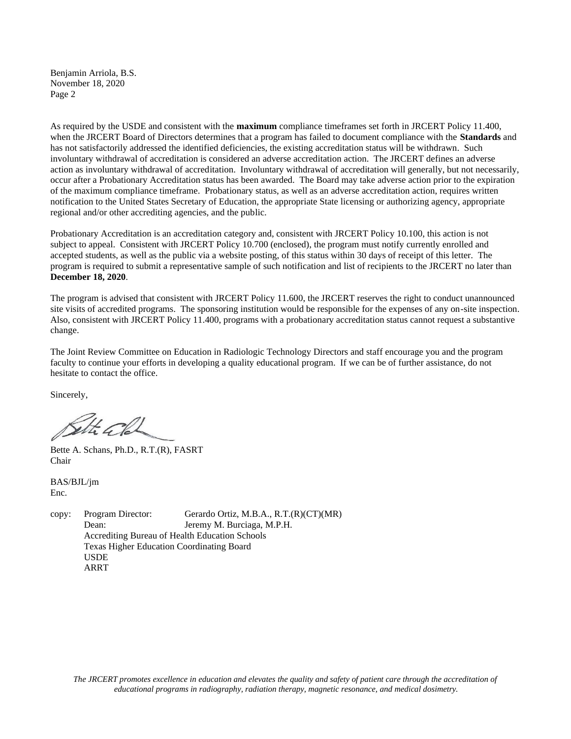Benjamin Arriola, B.S.
November 18, 2020
Page 2

As required by the USDE and consistent with the **maximum** compliance timeframes set forth in JRCERT Policy 11.400, when the JRCERT Board of Directors determines that a program has failed to document compliance with the **Standards** and has not satisfactorily addressed the identified deficiencies, the existing accreditation status will be withdrawn. Such involuntary withdrawal of accreditation is considered an adverse accreditation action. The JRCERT defines an adverse action as involuntary withdrawal of accreditation. Involuntary withdrawal of accreditation will generally, but not necessarily, occur after a Probationary Accreditation status has been awarded. The Board may take adverse action prior to the expiration of the maximum compliance timeframe. Probationary status, as well as an adverse accreditation action, requires written notification to the United States Secretary of Education, the appropriate State licensing or authorizing agency, appropriate regional and/or other accrediting agencies, and the public.

Probationary Accreditation is an accreditation category and, consistent with JRCERT Policy 10.100, this action is not subject to appeal. Consistent with JRCERT Policy 10.700 (enclosed), the program must notify currently enrolled and accepted students, as well as the public via a website posting, of this status within 30 days of receipt of this letter. The program is required to submit a representative sample of such notification and list of recipients to the JRCERT no later than **December 18, 2020**.

The program is advised that consistent with JRCERT Policy 11.600, the JRCERT reserves the right to conduct unannounced site visits of accredited programs. The sponsoring institution would be responsible for the expenses of any on-site inspection. Also, consistent with JRCERT Policy 11.400, programs with a probationary accreditation status cannot request a substantive change.

The Joint Review Committee on Education in Radiologic Technology Directors and staff encourage you and the program faculty to continue your efforts in developing a quality educational program. If we can be of further assistance, do not hesitate to contact the office.

Sincerely,

Bette A. Schans, Ph.D., R.T.(R), FASRT
Chair

BAS/BJL/jm
Enc.

copy: Program Director: Gerardo Ortiz, M.B.A., R.T.(R)(CT)(MR)
Dean: Jeremy M. Burciaga, M.P.H.
Accrediting Bureau of Health Education Schools
Texas Higher Education Coordinating Board
USDE
ARRT

*The JRCERT promotes excellence in education and elevates the quality and safety of patient care through the accreditation of educational programs in radiography, radiation therapy, magnetic resonance, and medical dosimetry.*